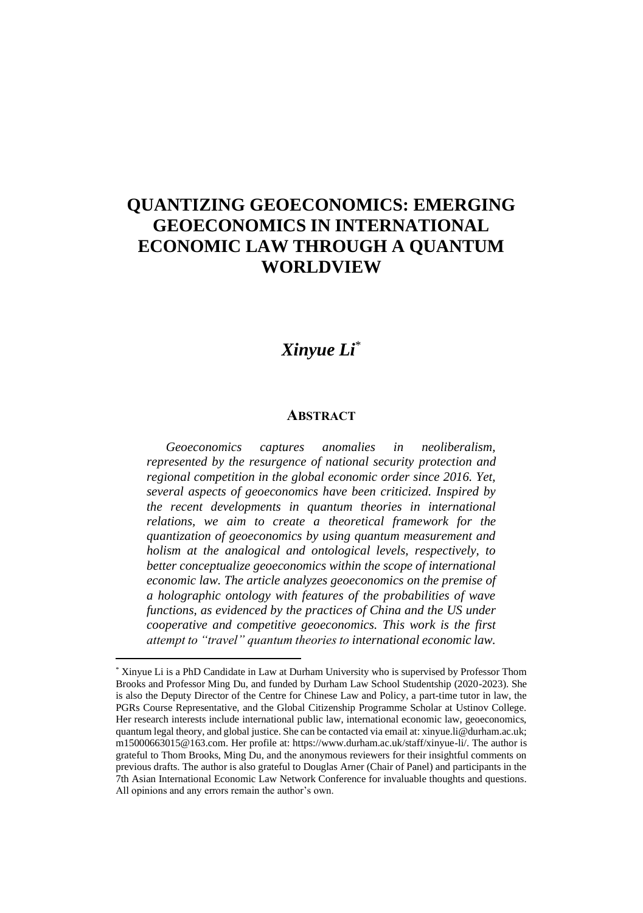# QUANTIZING GEOECONOMICS: EMERGING GEOECONOMICS IN INTERNATIONAL ECONOMIC LAW THROUGH A QUANTUM WORLDVIEW

***Xinyue Li****

## ABSTRACT

*Geoeconomics captures anomalies in neoliberalism, represented by the resurgence of national security protection and regional competition in the global economic order since 2016. Yet, several aspects of geoeconomics have been criticized. Inspired by the recent developments in quantum theories in international relations, we aim to create a theoretical framework for the quantization of geoeconomics by using quantum measurement and holism at the analogical and ontological levels, respectively, to better conceptualize geoeconomics within the scope of international economic law. The article analyzes geoeconomics on the premise of a holographic ontology with features of the probabilities of wave functions, as evidenced by the practices of China and the US under cooperative and competitive geoeconomics. This work is the first attempt to "travel" quantum theories to international economic law.*

---

* Xinyue Li is a PhD Candidate in Law at Durham University who is supervised by Professor Thom Brooks and Professor Ming Du, and funded by Durham Law School Studentship (2020-2023). She is also the Deputy Director of the Centre for Chinese Law and Policy, a part-time tutor in law, the PGRs Course Representative, and the Global Citizenship Programme Scholar at Ustinov College. Her research interests include international public law, international economic law, geoeconomics, quantum legal theory, and global justice. She can be contacted via email at: xinyue.li@durham.ac.uk; m15000663015@163.com. Her profile at: https://www.durham.ac.uk/staff/xinyue-li/. The author is grateful to Thom Brooks, Ming Du, and the anonymous reviewers for their insightful comments on previous drafts. The author is also grateful to Douglas Arner (Chair of Panel) and participants in the 7th Asian International Economic Law Network Conference for invaluable thoughts and questions. All opinions and any errors remain the author's own.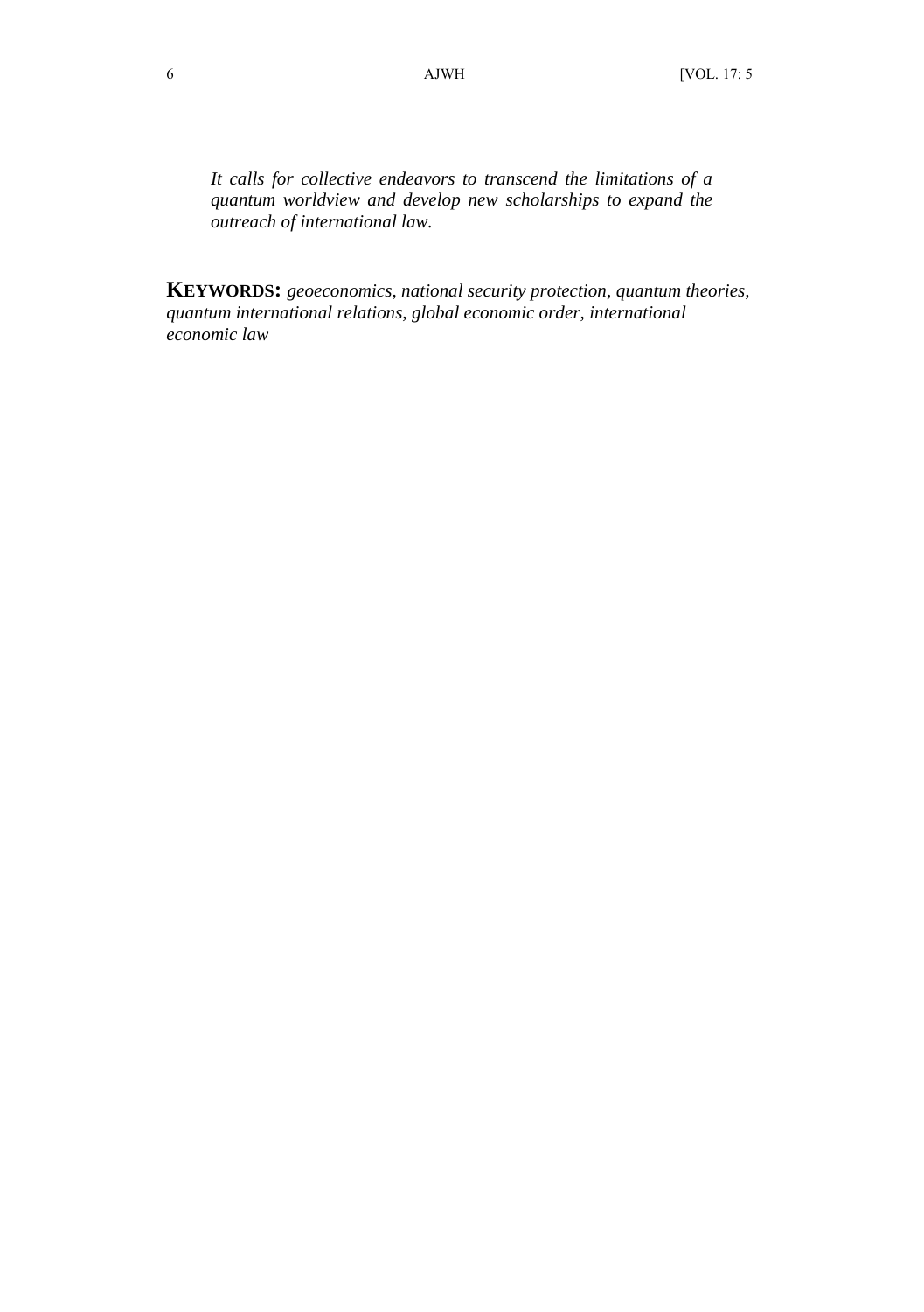*It calls for collective endeavors to transcend the limitations of a quantum worldview and develop new scholarships to expand the outreach of international law.*

**KEYWORDS:** *geoeconomics, national security protection, quantum theories, quantum international relations, global economic order, international economic law*